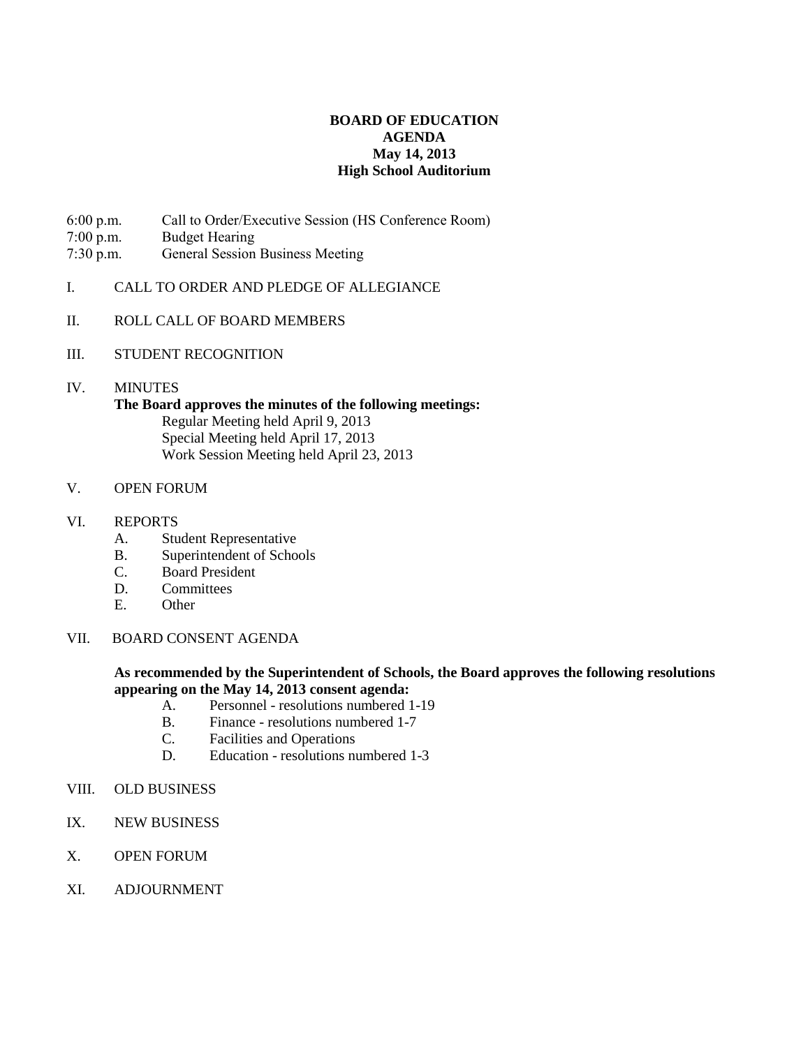# BOARD OF EDUCATION
## AGENDA
### May 14, 2013
### High School Auditorium

6:00 p.m. Call to Order/Executive Session (HS Conference Room)
7:00 p.m. Budget Hearing
7:30 p.m. General Session Business Meeting

I. CALL TO ORDER AND PLEDGE OF ALLEGIANCE

II. ROLL CALL OF BOARD MEMBERS

III. STUDENT RECOGNITION

IV. MINUTES

**The Board approves the minutes of the following meetings:**

Regular Meeting held April 9, 2013
Special Meeting held April 17, 2013
Work Session Meeting held April 23, 2013

V. OPEN FORUM

VI. REPORTS

A. Student Representative
B. Superintendent of Schools
C. Board President
D. Committees
E. Other

VII. BOARD CONSENT AGENDA

**As recommended by the Superintendent of Schools, the Board approves the following resolutions appearing on the May 14, 2013 consent agenda:**

A. Personnel - resolutions numbered 1-19
B. Finance - resolutions numbered 1-7
C. Facilities and Operations
D. Education - resolutions numbered 1-3

VIII. OLD BUSINESS

IX. NEW BUSINESS

X. OPEN FORUM

XI. ADJOURNMENT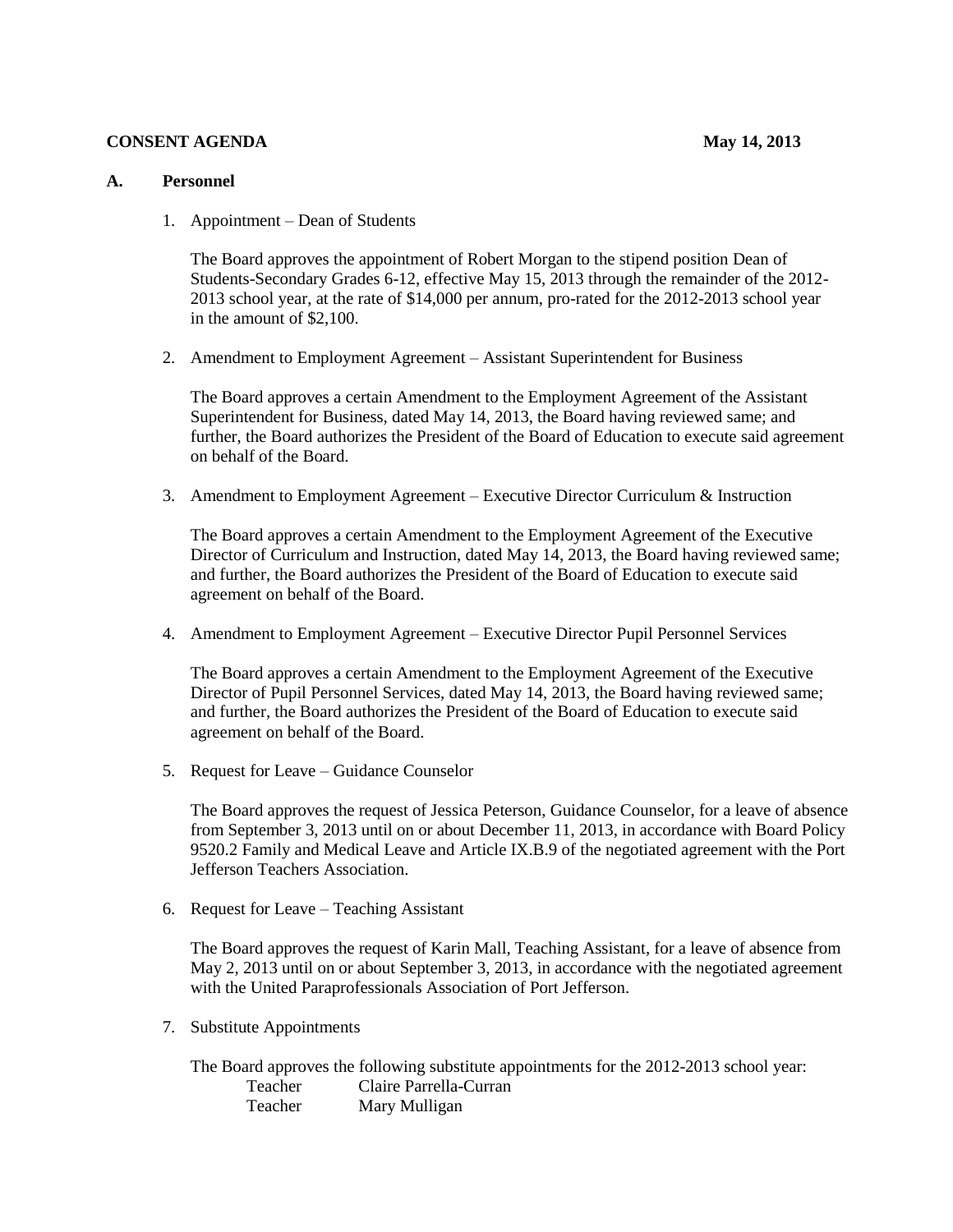**CONSENT AGENDA** **May 14, 2013**

**A. Personnel**

1. Appointment – Dean of Students

   The Board approves the appointment of Robert Morgan to the stipend position Dean of Students-Secondary Grades 6-12, effective May 15, 2013 through the remainder of the 2012-2013 school year, at the rate of $14,000 per annum, pro-rated for the 2012-2013 school year in the amount of $2,100.

2. Amendment to Employment Agreement – Assistant Superintendent for Business

   The Board approves a certain Amendment to the Employment Agreement of the Assistant Superintendent for Business, dated May 14, 2013, the Board having reviewed same; and further, the Board authorizes the President of the Board of Education to execute said agreement on behalf of the Board.

3. Amendment to Employment Agreement – Executive Director Curriculum & Instruction

   The Board approves a certain Amendment to the Employment Agreement of the Executive Director of Curriculum and Instruction, dated May 14, 2013, the Board having reviewed same; and further, the Board authorizes the President of the Board of Education to execute said agreement on behalf of the Board.

4. Amendment to Employment Agreement – Executive Director Pupil Personnel Services

   The Board approves a certain Amendment to the Employment Agreement of the Executive Director of Pupil Personnel Services, dated May 14, 2013, the Board having reviewed same; and further, the Board authorizes the President of the Board of Education to execute said agreement on behalf of the Board.

5. Request for Leave – Guidance Counselor

   The Board approves the request of Jessica Peterson, Guidance Counselor, for a leave of absence from September 3, 2013 until on or about December 11, 2013, in accordance with Board Policy 9520.2 Family and Medical Leave and Article IX.B.9 of the negotiated agreement with the Port Jefferson Teachers Association.

6. Request for Leave – Teaching Assistant

   The Board approves the request of Karin Mall, Teaching Assistant, for a leave of absence from May 2, 2013 until on or about September 3, 2013, in accordance with the negotiated agreement with the United Paraprofessionals Association of Port Jefferson.

7. Substitute Appointments

   The Board approves the following substitute appointments for the 2012-2013 school year:

   Teacher Claire Parrella-Curran
   Teacher Mary Mulligan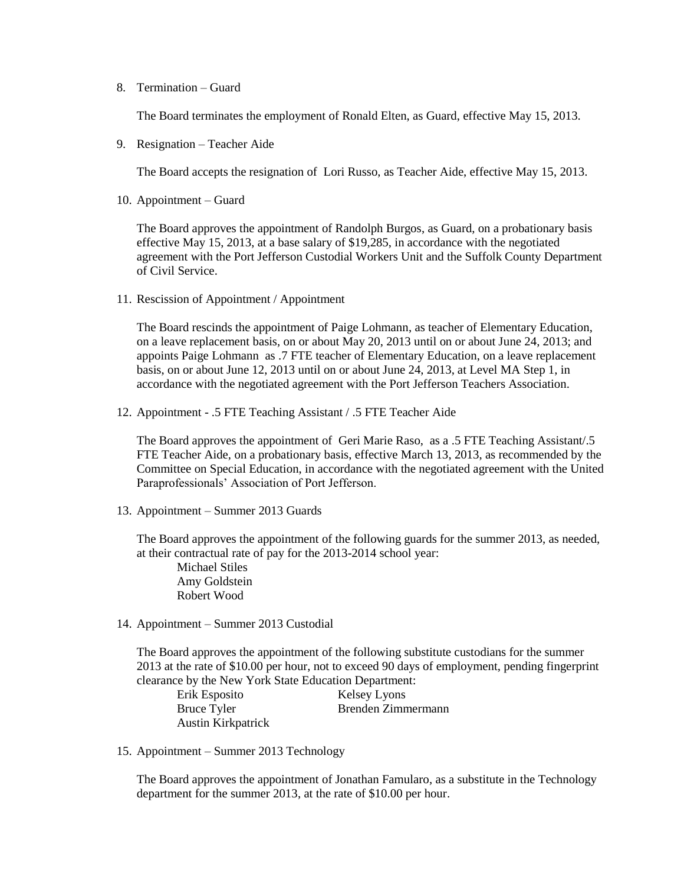8. Termination – Guard

   The Board terminates the employment of Ronald Elten, as Guard, effective May 15, 2013.

9. Resignation – Teacher Aide

   The Board accepts the resignation of Lori Russo, as Teacher Aide, effective May 15, 2013.

10. Appointment – Guard

    The Board approves the appointment of Randolph Burgos, as Guard, on a probationary basis effective May 15, 2013, at a base salary of $19,285, in accordance with the negotiated agreement with the Port Jefferson Custodial Workers Unit and the Suffolk County Department of Civil Service.

11. Rescission of Appointment / Appointment

    The Board rescinds the appointment of Paige Lohmann, as teacher of Elementary Education, on a leave replacement basis, on or about May 20, 2013 until on or about June 24, 2013; and appoints Paige Lohmann as .7 FTE teacher of Elementary Education, on a leave replacement basis, on or about June 12, 2013 until on or about June 24, 2013, at Level MA Step 1, in accordance with the negotiated agreement with the Port Jefferson Teachers Association.

12. Appointment - .5 FTE Teaching Assistant / .5 FTE Teacher Aide

    The Board approves the appointment of Geri Marie Raso, as a .5 FTE Teaching Assistant/.5 FTE Teacher Aide, on a probationary basis, effective March 13, 2013, as recommended by the Committee on Special Education, in accordance with the negotiated agreement with the United Paraprofessionals' Association of Port Jefferson.

13. Appointment – Summer 2013 Guards

    The Board approves the appointment of the following guards for the summer 2013, as needed, at their contractual rate of pay for the 2013-2014 school year:

    - Michael Stiles
    - Amy Goldstein
    - Robert Wood

14. Appointment – Summer 2013 Custodial

    The Board approves the appointment of the following substitute custodians for the summer 2013 at the rate of $10.00 per hour, not to exceed 90 days of employment, pending fingerprint clearance by the New York State Education Department:

    - Erik Esposito
    - Bruce Tyler
    - Austin Kirkpatrick
    - Kelsey Lyons
    - Brenden Zimmermann

15. Appointment – Summer 2013 Technology

    The Board approves the appointment of Jonathan Famularo, as a substitute in the Technology department for the summer 2013, at the rate of $10.00 per hour.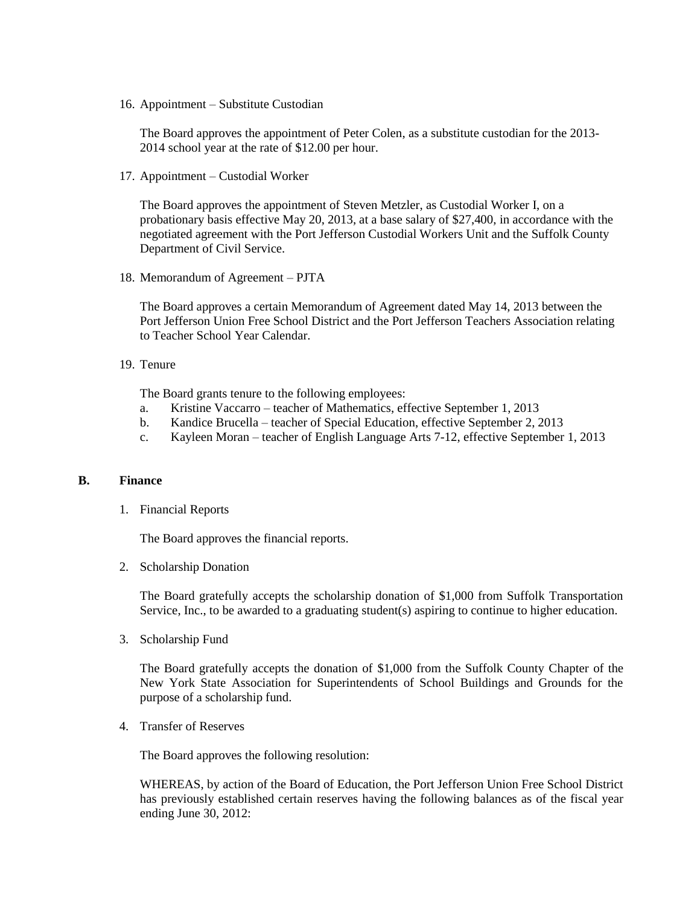16. Appointment – Substitute Custodian

    The Board approves the appointment of Peter Colen, as a substitute custodian for the 2013-2014 school year at the rate of $12.00 per hour.

17. Appointment – Custodial Worker

    The Board approves the appointment of Steven Metzler, as Custodial Worker I, on a probationary basis effective May 20, 2013, at a base salary of $27,400, in accordance with the negotiated agreement with the Port Jefferson Custodial Workers Unit and the Suffolk County Department of Civil Service.

18. Memorandum of Agreement – PJTA

    The Board approves a certain Memorandum of Agreement dated May 14, 2013 between the Port Jefferson Union Free School District and the Port Jefferson Teachers Association relating to Teacher School Year Calendar.

19. Tenure

    The Board grants tenure to the following employees:

    a. Kristine Vaccarro – teacher of Mathematics, effective September 1, 2013
    b. Kandice Brucella – teacher of Special Education, effective September 2, 2013
    c. Kayleen Moran – teacher of English Language Arts 7-12, effective September 1, 2013

## B. Finance

1. Financial Reports

   The Board approves the financial reports.

2. Scholarship Donation

   The Board gratefully accepts the scholarship donation of $1,000 from Suffolk Transportation Service, Inc., to be awarded to a graduating student(s) aspiring to continue to higher education.

3. Scholarship Fund

   The Board gratefully accepts the donation of $1,000 from the Suffolk County Chapter of the New York State Association for Superintendents of School Buildings and Grounds for the purpose of a scholarship fund.

4. Transfer of Reserves

   The Board approves the following resolution:

   WHEREAS, by action of the Board of Education, the Port Jefferson Union Free School District has previously established certain reserves having the following balances as of the fiscal year ending June 30, 2012: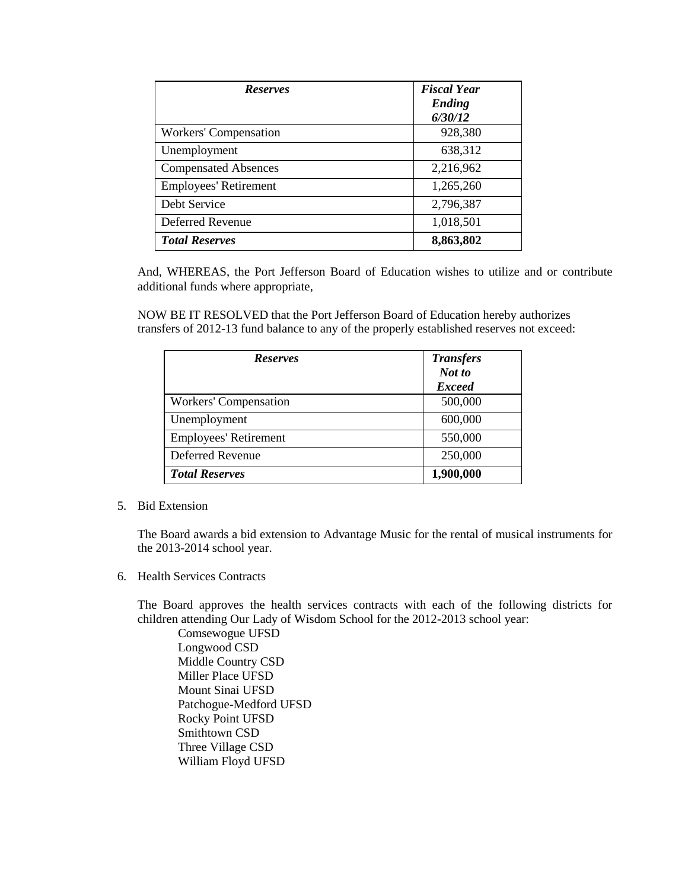| ***Reserves*** | ***Fiscal Year Ending 6/30/12*** |
|---|---|
| Workers' Compensation | 928,380 |
| Unemployment | 638,312 |
| Compensated Absences | 2,216,962 |
| Employees' Retirement | 1,265,260 |
| Debt Service | 2,796,387 |
| Deferred Revenue | 1,018,501 |
| ***Total Reserves*** | **8,863,802** |

And, WHEREAS, the Port Jefferson Board of Education wishes to utilize and or contribute additional funds where appropriate,

NOW BE IT RESOLVED that the Port Jefferson Board of Education hereby authorizes transfers of 2012-13 fund balance to any of the properly established reserves not exceed:

| ***Reserves*** | ***Transfers Not to Exceed*** |
|---|---|
| Workers' Compensation | 500,000 |
| Unemployment | 600,000 |
| Employees' Retirement | 550,000 |
| Deferred Revenue | 250,000 |
| ***Total Reserves*** | **1,900,000** |

5. Bid Extension

   The Board awards a bid extension to Advantage Music for the rental of musical instruments for the 2013-2014 school year.

6. Health Services Contracts

   The Board approves the health services contracts with each of the following districts for children attending Our Lady of Wisdom School for the 2012-2013 school year:

   - Comsewogue UFSD
   - Longwood CSD
   - Middle Country CSD
   - Miller Place UFSD
   - Mount Sinai UFSD
   - Patchogue-Medford UFSD
   - Rocky Point UFSD
   - Smithtown CSD
   - Three Village CSD
   - William Floyd UFSD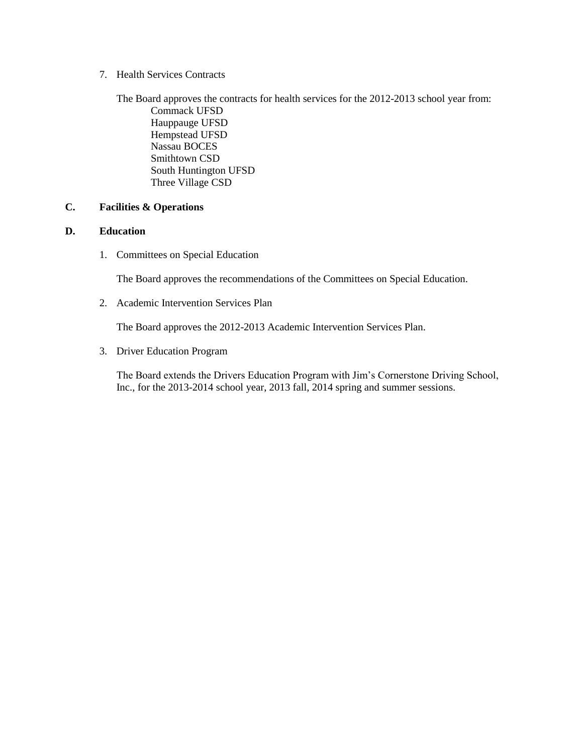7. Health Services Contracts

   The Board approves the contracts for health services for the 2012-2013 school year from:
   - Commack UFSD
   - Hauppauge UFSD
   - Hempstead UFSD
   - Nassau BOCES
   - Smithtown CSD
   - South Huntington UFSD
   - Three Village CSD

**C. Facilities & Operations**

**D. Education**

1. Committees on Special Education

   The Board approves the recommendations of the Committees on Special Education.

2. Academic Intervention Services Plan

   The Board approves the 2012-2013 Academic Intervention Services Plan.

3. Driver Education Program

   The Board extends the Drivers Education Program with Jim's Cornerstone Driving School, Inc., for the 2013-2014 school year, 2013 fall, 2014 spring and summer sessions.